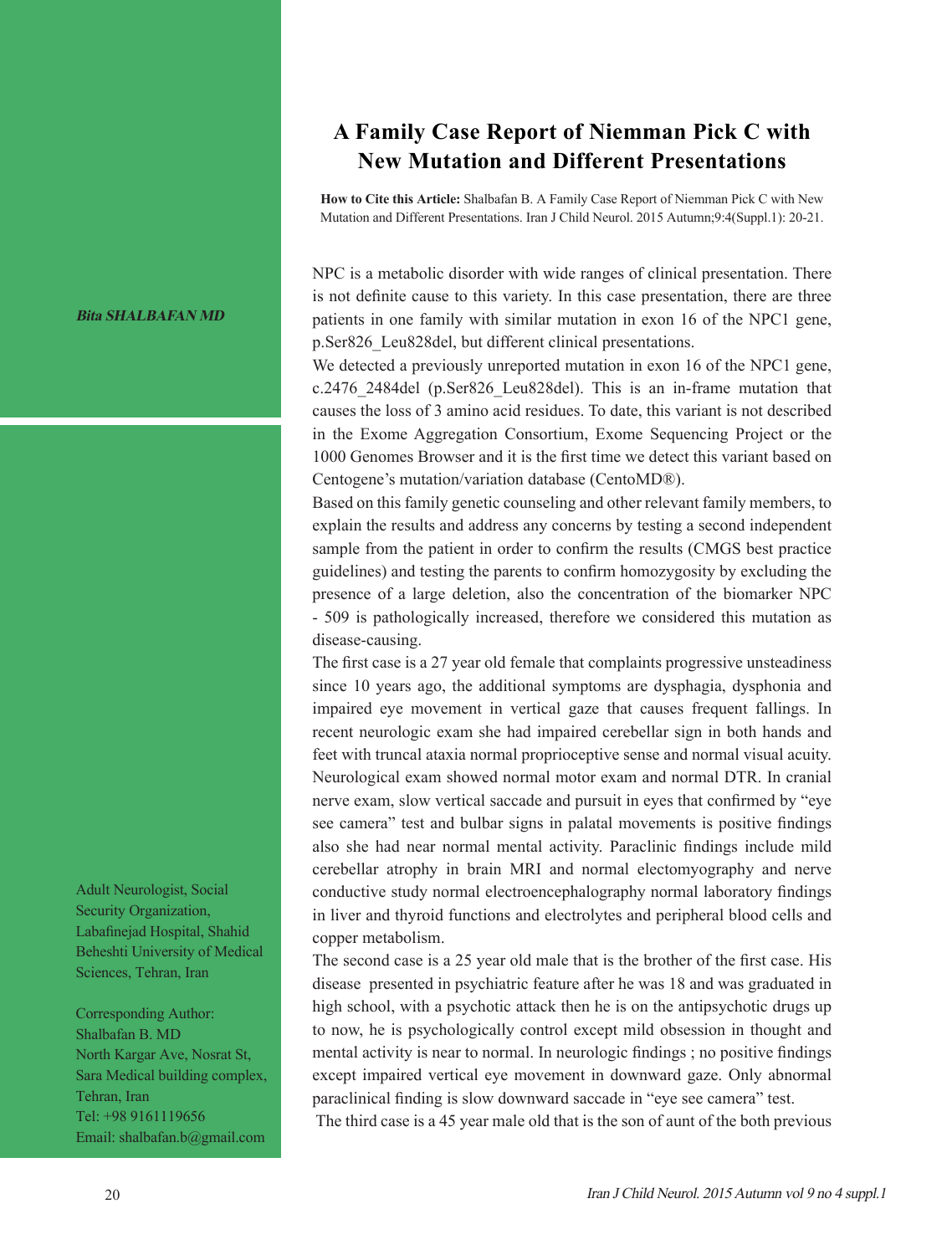# A Family Case Report of Niemman Pick C with New Mutation and Different Presentations

**How to Cite this Article:** Shalbafan B. A Family Case Report of Niemman Pick C with New Mutation and Different Presentations. Iran J Child Neurol. 2015 Autumn;9:4(Suppl.1): 20-21.

***Bita SHALBAFAN MD***

Adult Neurologist, Social Security Organization, Labafinejad Hospital, Shahid Beheshti University of Medical Sciences, Tehran, Iran

Corresponding Author:
Shalbafan B. MD
North Kargar Ave, Nosrat St, Sara Medical building complex, Tehran, Iran
Tel: +98 9161119656
Email: shalbafan.b@gmail.com

NPC is a metabolic disorder with wide ranges of clinical presentation. There is not definite cause to this variety. In this case presentation, there are three patients in one family with similar mutation in exon 16 of the NPC1 gene, p.Ser826_Leu828del, but different clinical presentations.

We detected a previously unreported mutation in exon 16 of the NPC1 gene, c.2476_2484del (p.Ser826_Leu828del). This is an in-frame mutation that causes the loss of 3 amino acid residues. To date, this variant is not described in the Exome Aggregation Consortium, Exome Sequencing Project or the 1000 Genomes Browser and it is the first time we detect this variant based on Centogene's mutation/variation database (CentoMD®).

Based on this family genetic counseling and other relevant family members, to explain the results and address any concerns by testing a second independent sample from the patient in order to confirm the results (CMGS best practice guidelines) and testing the parents to confirm homozygosity by excluding the presence of a large deletion, also the concentration of the biomarker NPC - 509 is pathologically increased, therefore we considered this mutation as disease-causing.

The first case is a 27 year old female that complaints progressive unsteadiness since 10 years ago, the additional symptoms are dysphagia, dysphonia and impaired eye movement in vertical gaze that causes frequent fallings. In recent neurologic exam she had impaired cerebellar sign in both hands and feet with truncal ataxia normal proprioceptive sense and normal visual acuity. Neurological exam showed normal motor exam and normal DTR. In cranial nerve exam, slow vertical saccade and pursuit in eyes that confirmed by "eye see camera" test and bulbar signs in palatal movements is positive findings also she had near normal mental activity. Paraclinic findings include mild cerebellar atrophy in brain MRI and normal electomyography and nerve conductive study normal electroencephalography normal laboratory findings in liver and thyroid functions and electrolytes and peripheral blood cells and copper metabolism.

The second case is a 25 year old male that is the brother of the first case. His disease presented in psychiatric feature after he was 18 and was graduated in high school, with a psychotic attack then he is on the antipsychotic drugs up to now, he is psychologically control except mild obsession in thought and mental activity is near to normal. In neurologic findings ; no positive findings except impaired vertical eye movement in downward gaze. Only abnormal paraclinical finding is slow downward saccade in "eye see camera" test.

The third case is a 45 year male old that is the son of aunt of the both previous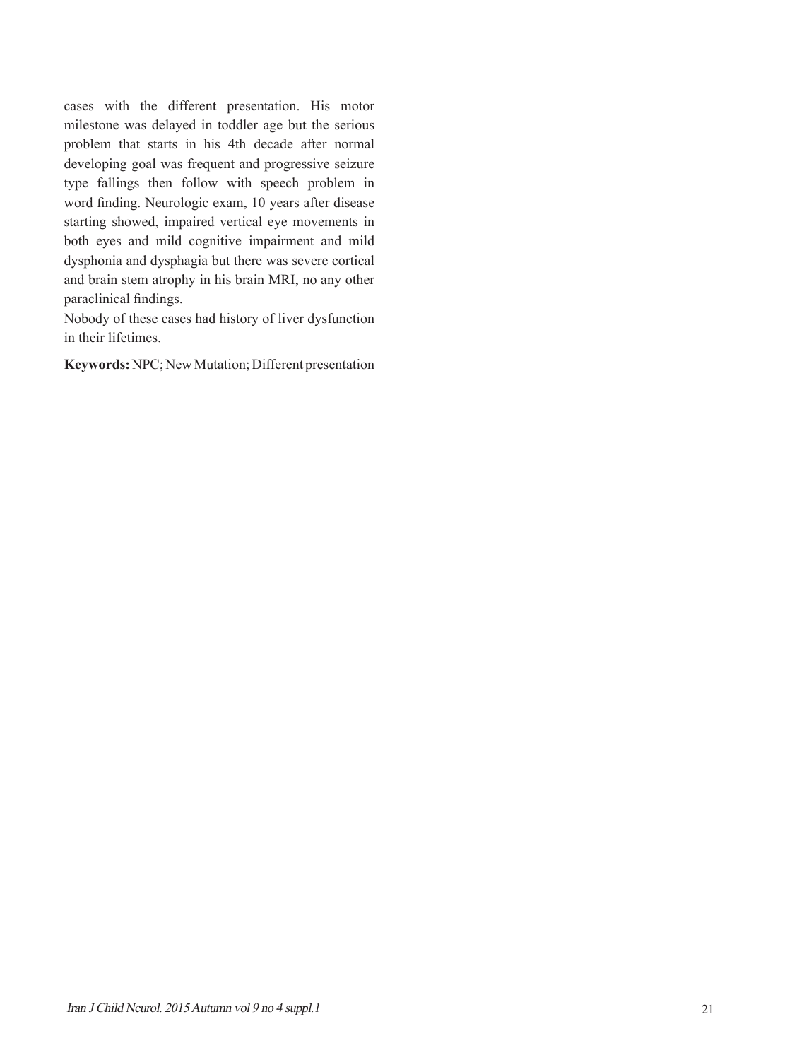cases with the different presentation. His motor milestone was delayed in toddler age but the serious problem that starts in his 4th decade after normal developing goal was frequent and progressive seizure type fallings then follow with speech problem in word finding. Neurologic exam, 10 years after disease starting showed, impaired vertical eye movements in both eyes and mild cognitive impairment and mild dysphonia and dysphagia but there was severe cortical and brain stem atrophy in his brain MRI, no any other paraclinical findings.

Nobody of these cases had history of liver dysfunction in their lifetimes.

**Keywords:** NPC; New Mutation; Different presentation